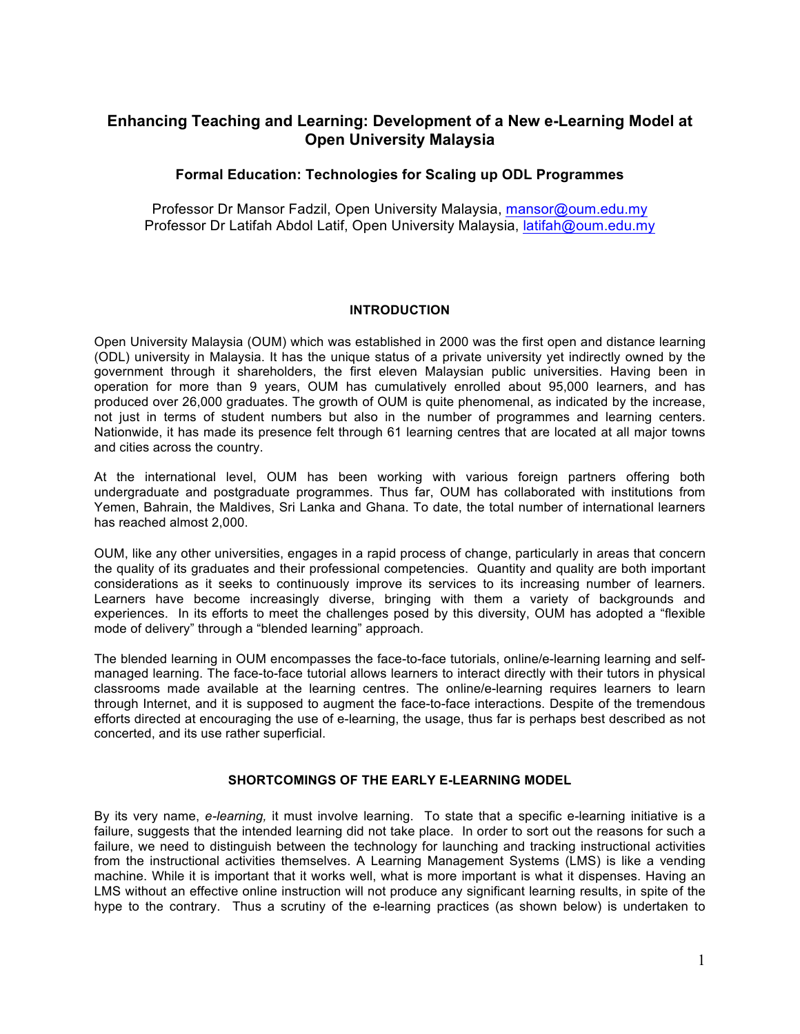# Enhancing Teaching and Learning: Development of a New e-Learning Model at Open University Malaysia

## Formal Education: Technologies for Scaling up ODL Programmes

Professor Dr Mansor Fadzil, Open University Malaysia, mansor@oum.edu.my
Professor Dr Latifah Abdol Latif, Open University Malaysia, latifah@oum.edu.my

## INTRODUCTION

Open University Malaysia (OUM) which was established in 2000 was the first open and distance learning (ODL) university in Malaysia. It has the unique status of a private university yet indirectly owned by the government through it shareholders, the first eleven Malaysian public universities. Having been in operation for more than 9 years, OUM has cumulatively enrolled about 95,000 learners, and has produced over 26,000 graduates. The growth of OUM is quite phenomenal, as indicated by the increase, not just in terms of student numbers but also in the number of programmes and learning centers. Nationwide, it has made its presence felt through 61 learning centres that are located at all major towns and cities across the country.

At the international level, OUM has been working with various foreign partners offering both undergraduate and postgraduate programmes. Thus far, OUM has collaborated with institutions from Yemen, Bahrain, the Maldives, Sri Lanka and Ghana. To date, the total number of international learners has reached almost 2,000.

OUM, like any other universities, engages in a rapid process of change, particularly in areas that concern the quality of its graduates and their professional competencies. Quantity and quality are both important considerations as it seeks to continuously improve its services to its increasing number of learners. Learners have become increasingly diverse, bringing with them a variety of backgrounds and experiences. In its efforts to meet the challenges posed by this diversity, OUM has adopted a "flexible mode of delivery" through a "blended learning" approach.

The blended learning in OUM encompasses the face-to-face tutorials, online/e-learning learning and self-managed learning. The face-to-face tutorial allows learners to interact directly with their tutors in physical classrooms made available at the learning centres. The online/e-learning requires learners to learn through Internet, and it is supposed to augment the face-to-face interactions. Despite of the tremendous efforts directed at encouraging the use of e-learning, the usage, thus far is perhaps best described as not concerted, and its use rather superficial.

## SHORTCOMINGS OF THE EARLY E-LEARNING MODEL

By its very name, *e-learning,* it must involve learning. To state that a specific e-learning initiative is a failure, suggests that the intended learning did not take place. In order to sort out the reasons for such a failure, we need to distinguish between the technology for launching and tracking instructional activities from the instructional activities themselves. A Learning Management Systems (LMS) is like a vending machine. While it is important that it works well, what is more important is what it dispenses. Having an LMS without an effective online instruction will not produce any significant learning results, in spite of the hype to the contrary. Thus a scrutiny of the e-learning practices (as shown below) is undertaken to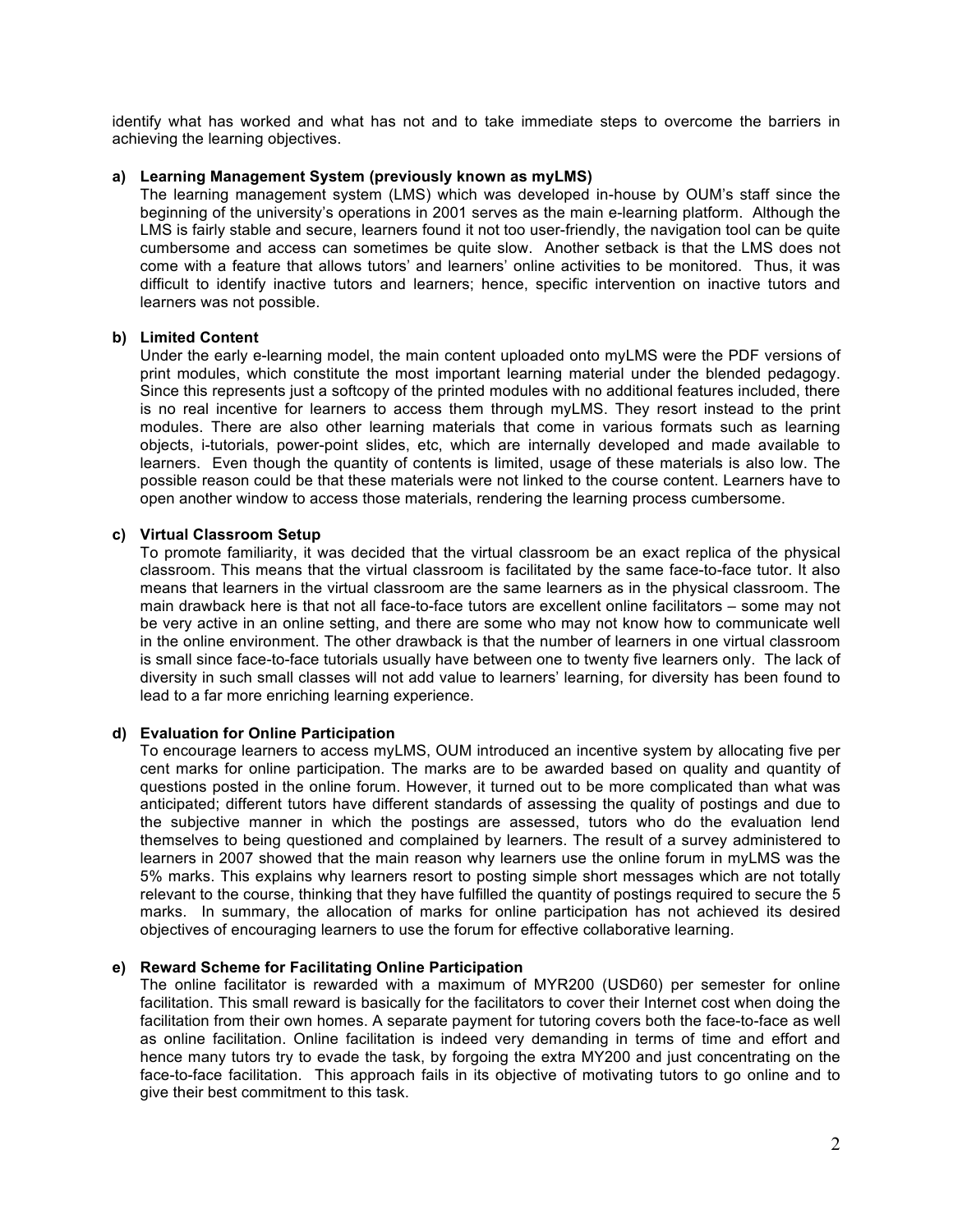identify what has worked and what has not and to take immediate steps to overcome the barriers in achieving the learning objectives.

**a) Learning Management System (previously known as myLMS)**

The learning management system (LMS) which was developed in-house by OUM's staff since the beginning of the university's operations in 2001 serves as the main e-learning platform. Although the LMS is fairly stable and secure, learners found it not too user-friendly, the navigation tool can be quite cumbersome and access can sometimes be quite slow. Another setback is that the LMS does not come with a feature that allows tutors' and learners' online activities to be monitored. Thus, it was difficult to identify inactive tutors and learners; hence, specific intervention on inactive tutors and learners was not possible.

**b) Limited Content**

Under the early e-learning model, the main content uploaded onto myLMS were the PDF versions of print modules, which constitute the most important learning material under the blended pedagogy. Since this represents just a softcopy of the printed modules with no additional features included, there is no real incentive for learners to access them through myLMS. They resort instead to the print modules. There are also other learning materials that come in various formats such as learning objects, i-tutorials, power-point slides, etc, which are internally developed and made available to learners. Even though the quantity of contents is limited, usage of these materials is also low. The possible reason could be that these materials were not linked to the course content. Learners have to open another window to access those materials, rendering the learning process cumbersome.

**c) Virtual Classroom Setup**

To promote familiarity, it was decided that the virtual classroom be an exact replica of the physical classroom. This means that the virtual classroom is facilitated by the same face-to-face tutor. It also means that learners in the virtual classroom are the same learners as in the physical classroom. The main drawback here is that not all face-to-face tutors are excellent online facilitators – some may not be very active in an online setting, and there are some who may not know how to communicate well in the online environment. The other drawback is that the number of learners in one virtual classroom is small since face-to-face tutorials usually have between one to twenty five learners only. The lack of diversity in such small classes will not add value to learners' learning, for diversity has been found to lead to a far more enriching learning experience.

**d) Evaluation for Online Participation**

To encourage learners to access myLMS, OUM introduced an incentive system by allocating five per cent marks for online participation. The marks are to be awarded based on quality and quantity of questions posted in the online forum. However, it turned out to be more complicated than what was anticipated; different tutors have different standards of assessing the quality of postings and due to the subjective manner in which the postings are assessed, tutors who do the evaluation lend themselves to being questioned and complained by learners. The result of a survey administered to learners in 2007 showed that the main reason why learners use the online forum in myLMS was the 5% marks. This explains why learners resort to posting simple short messages which are not totally relevant to the course, thinking that they have fulfilled the quantity of postings required to secure the 5 marks. In summary, the allocation of marks for online participation has not achieved its desired objectives of encouraging learners to use the forum for effective collaborative learning.

**e) Reward Scheme for Facilitating Online Participation**

The online facilitator is rewarded with a maximum of MYR200 (USD60) per semester for online facilitation. This small reward is basically for the facilitators to cover their Internet cost when doing the facilitation from their own homes. A separate payment for tutoring covers both the face-to-face as well as online facilitation. Online facilitation is indeed very demanding in terms of time and effort and hence many tutors try to evade the task, by forgoing the extra MY200 and just concentrating on the face-to-face facilitation. This approach fails in its objective of motivating tutors to go online and to give their best commitment to this task.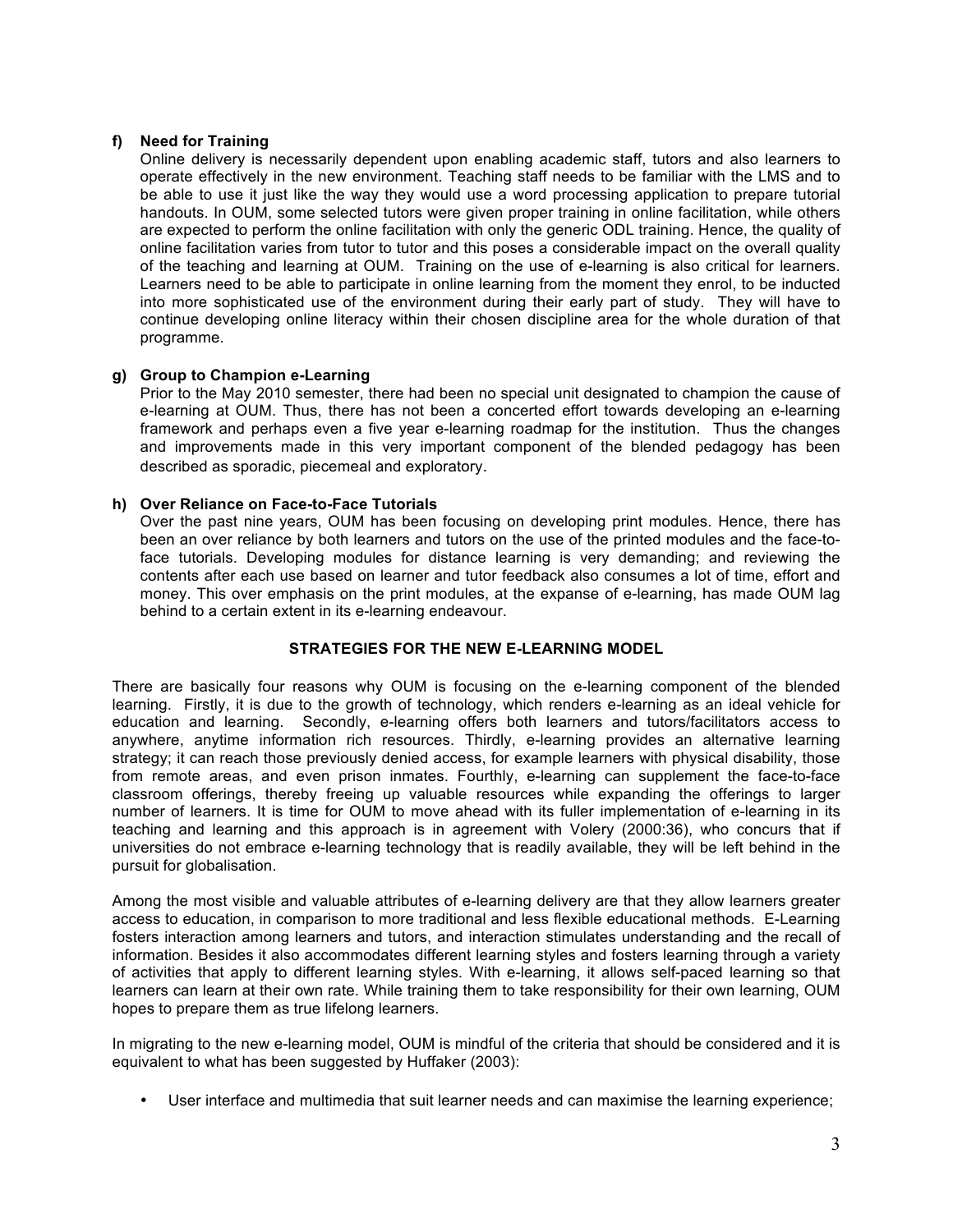**f) Need for Training**

Online delivery is necessarily dependent upon enabling academic staff, tutors and also learners to operate effectively in the new environment. Teaching staff needs to be familiar with the LMS and to be able to use it just like the way they would use a word processing application to prepare tutorial handouts. In OUM, some selected tutors were given proper training in online facilitation, while others are expected to perform the online facilitation with only the generic ODL training. Hence, the quality of online facilitation varies from tutor to tutor and this poses a considerable impact on the overall quality of the teaching and learning at OUM. Training on the use of e-learning is also critical for learners. Learners need to be able to participate in online learning from the moment they enrol, to be inducted into more sophisticated use of the environment during their early part of study. They will have to continue developing online literacy within their chosen discipline area for the whole duration of that programme.

**g) Group to Champion e-Learning**

Prior to the May 2010 semester, there had been no special unit designated to champion the cause of e-learning at OUM. Thus, there has not been a concerted effort towards developing an e-learning framework and perhaps even a five year e-learning roadmap for the institution. Thus the changes and improvements made in this very important component of the blended pedagogy has been described as sporadic, piecemeal and exploratory.

**h) Over Reliance on Face-to-Face Tutorials**

Over the past nine years, OUM has been focusing on developing print modules. Hence, there has been an over reliance by both learners and tutors on the use of the printed modules and the face-to-face tutorials. Developing modules for distance learning is very demanding; and reviewing the contents after each use based on learner and tutor feedback also consumes a lot of time, effort and money. This over emphasis on the print modules, at the expanse of e-learning, has made OUM lag behind to a certain extent in its e-learning endeavour.

## STRATEGIES FOR THE NEW E-LEARNING MODEL

There are basically four reasons why OUM is focusing on the e-learning component of the blended learning. Firstly, it is due to the growth of technology, which renders e-learning as an ideal vehicle for education and learning. Secondly, e-learning offers both learners and tutors/facilitators access to anywhere, anytime information rich resources. Thirdly, e-learning provides an alternative learning strategy; it can reach those previously denied access, for example learners with physical disability, those from remote areas, and even prison inmates. Fourthly, e-learning can supplement the face-to-face classroom offerings, thereby freeing up valuable resources while expanding the offerings to larger number of learners. It is time for OUM to move ahead with its fuller implementation of e-learning in its teaching and learning and this approach is in agreement with Volery (2000:36), who concurs that if universities do not embrace e-learning technology that is readily available, they will be left behind in the pursuit for globalisation.

Among the most visible and valuable attributes of e-learning delivery are that they allow learners greater access to education, in comparison to more traditional and less flexible educational methods. E-Learning fosters interaction among learners and tutors, and interaction stimulates understanding and the recall of information. Besides it also accommodates different learning styles and fosters learning through a variety of activities that apply to different learning styles. With e-learning, it allows self-paced learning so that learners can learn at their own rate. While training them to take responsibility for their own learning, OUM hopes to prepare them as true lifelong learners.

In migrating to the new e-learning model, OUM is mindful of the criteria that should be considered and it is equivalent to what has been suggested by Huffaker (2003):

- User interface and multimedia that suit learner needs and can maximise the learning experience;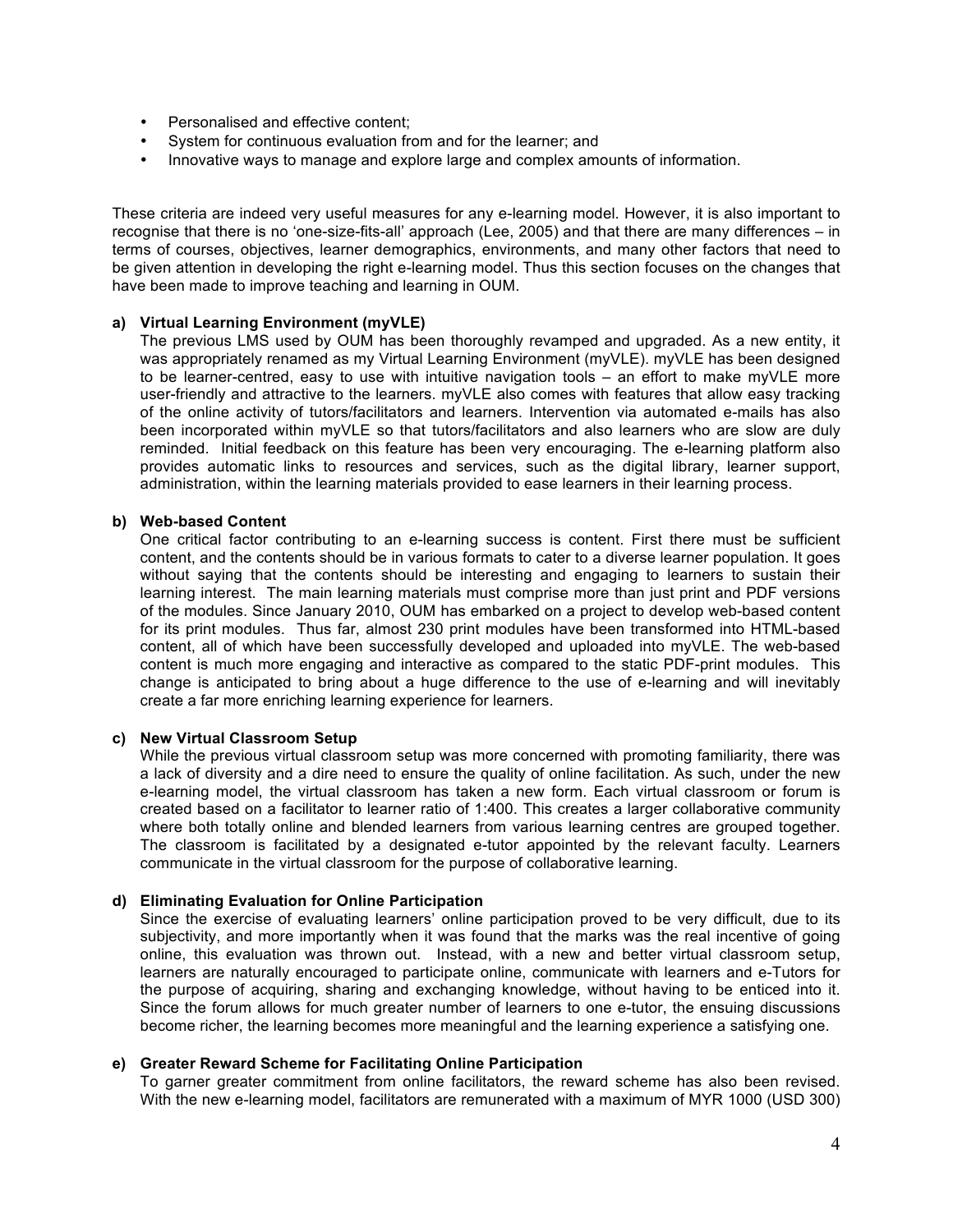- Personalised and effective content;
- System for continuous evaluation from and for the learner; and
- Innovative ways to manage and explore large and complex amounts of information.

These criteria are indeed very useful measures for any e-learning model. However, it is also important to recognise that there is no 'one-size-fits-all' approach (Lee, 2005) and that there are many differences – in terms of courses, objectives, learner demographics, environments, and many other factors that need to be given attention in developing the right e-learning model. Thus this section focuses on the changes that have been made to improve teaching and learning in OUM.

**a) Virtual Learning Environment (myVLE)**

The previous LMS used by OUM has been thoroughly revamped and upgraded. As a new entity, it was appropriately renamed as my Virtual Learning Environment (myVLE). myVLE has been designed to be learner-centred, easy to use with intuitive navigation tools – an effort to make myVLE more user-friendly and attractive to the learners. myVLE also comes with features that allow easy tracking of the online activity of tutors/facilitators and learners. Intervention via automated e-mails has also been incorporated within myVLE so that tutors/facilitators and also learners who are slow are duly reminded. Initial feedback on this feature has been very encouraging. The e-learning platform also provides automatic links to resources and services, such as the digital library, learner support, administration, within the learning materials provided to ease learners in their learning process.

**b) Web-based Content**

One critical factor contributing to an e-learning success is content. First there must be sufficient content, and the contents should be in various formats to cater to a diverse learner population. It goes without saying that the contents should be interesting and engaging to learners to sustain their learning interest. The main learning materials must comprise more than just print and PDF versions of the modules. Since January 2010, OUM has embarked on a project to develop web-based content for its print modules. Thus far, almost 230 print modules have been transformed into HTML-based content, all of which have been successfully developed and uploaded into myVLE. The web-based content is much more engaging and interactive as compared to the static PDF-print modules. This change is anticipated to bring about a huge difference to the use of e-learning and will inevitably create a far more enriching learning experience for learners.

**c) New Virtual Classroom Setup**

While the previous virtual classroom setup was more concerned with promoting familiarity, there was a lack of diversity and a dire need to ensure the quality of online facilitation. As such, under the new e-learning model, the virtual classroom has taken a new form. Each virtual classroom or forum is created based on a facilitator to learner ratio of 1:400. This creates a larger collaborative community where both totally online and blended learners from various learning centres are grouped together. The classroom is facilitated by a designated e-tutor appointed by the relevant faculty. Learners communicate in the virtual classroom for the purpose of collaborative learning.

**d) Eliminating Evaluation for Online Participation**

Since the exercise of evaluating learners' online participation proved to be very difficult, due to its subjectivity, and more importantly when it was found that the marks was the real incentive of going online, this evaluation was thrown out. Instead, with a new and better virtual classroom setup, learners are naturally encouraged to participate online, communicate with learners and e-Tutors for the purpose of acquiring, sharing and exchanging knowledge, without having to be enticed into it. Since the forum allows for much greater number of learners to one e-tutor, the ensuing discussions become richer, the learning becomes more meaningful and the learning experience a satisfying one.

**e) Greater Reward Scheme for Facilitating Online Participation**

To garner greater commitment from online facilitators, the reward scheme has also been revised. With the new e-learning model, facilitators are remunerated with a maximum of MYR 1000 (USD 300)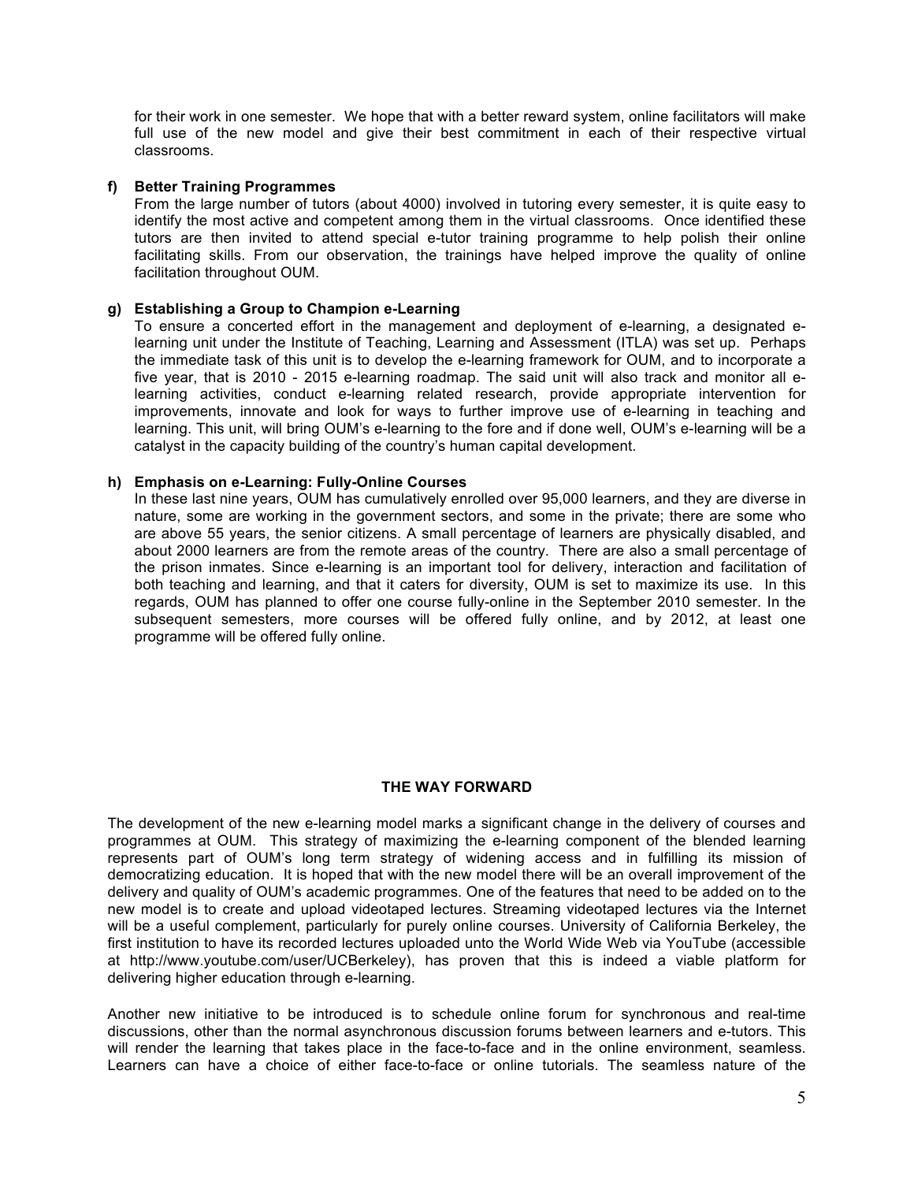for their work in one semester. We hope that with a better reward system, online facilitators will make full use of the new model and give their best commitment in each of their respective virtual classrooms.

**f) Better Training Programmes**

From the large number of tutors (about 4000) involved in tutoring every semester, it is quite easy to identify the most active and competent among them in the virtual classrooms. Once identified these tutors are then invited to attend special e-tutor training programme to help polish their online facilitating skills. From our observation, the trainings have helped improve the quality of online facilitation throughout OUM.

**g) Establishing a Group to Champion e-Learning**

To ensure a concerted effort in the management and deployment of e-learning, a designated e-learning unit under the Institute of Teaching, Learning and Assessment (ITLA) was set up. Perhaps the immediate task of this unit is to develop the e-learning framework for OUM, and to incorporate a five year, that is 2010 - 2015 e-learning roadmap. The said unit will also track and monitor all e-learning activities, conduct e-learning related research, provide appropriate intervention for improvements, innovate and look for ways to further improve use of e-learning in teaching and learning. This unit, will bring OUM's e-learning to the fore and if done well, OUM's e-learning will be a catalyst in the capacity building of the country's human capital development.

**h) Emphasis on e-Learning: Fully-Online Courses**

In these last nine years, OUM has cumulatively enrolled over 95,000 learners, and they are diverse in nature, some are working in the government sectors, and some in the private; there are some who are above 55 years, the senior citizens. A small percentage of learners are physically disabled, and about 2000 learners are from the remote areas of the country. There are also a small percentage of the prison inmates. Since e-learning is an important tool for delivery, interaction and facilitation of both teaching and learning, and that it caters for diversity, OUM is set to maximize its use. In this regards, OUM has planned to offer one course fully-online in the September 2010 semester. In the subsequent semesters, more courses will be offered fully online, and by 2012, at least one programme will be offered fully online.

## THE WAY FORWARD

The development of the new e-learning model marks a significant change in the delivery of courses and programmes at OUM. This strategy of maximizing the e-learning component of the blended learning represents part of OUM's long term strategy of widening access and in fulfilling its mission of democratizing education. It is hoped that with the new model there will be an overall improvement of the delivery and quality of OUM's academic programmes. One of the features that need to be added on to the new model is to create and upload videotaped lectures. Streaming videotaped lectures via the Internet will be a useful complement, particularly for purely online courses. University of California Berkeley, the first institution to have its recorded lectures uploaded unto the World Wide Web via YouTube (accessible at http://www.youtube.com/user/UCBerkeley), has proven that this is indeed a viable platform for delivering higher education through e-learning.

Another new initiative to be introduced is to schedule online forum for synchronous and real-time discussions, other than the normal asynchronous discussion forums between learners and e-tutors. This will render the learning that takes place in the face-to-face and in the online environment, seamless. Learners can have a choice of either face-to-face or online tutorials. The seamless nature of the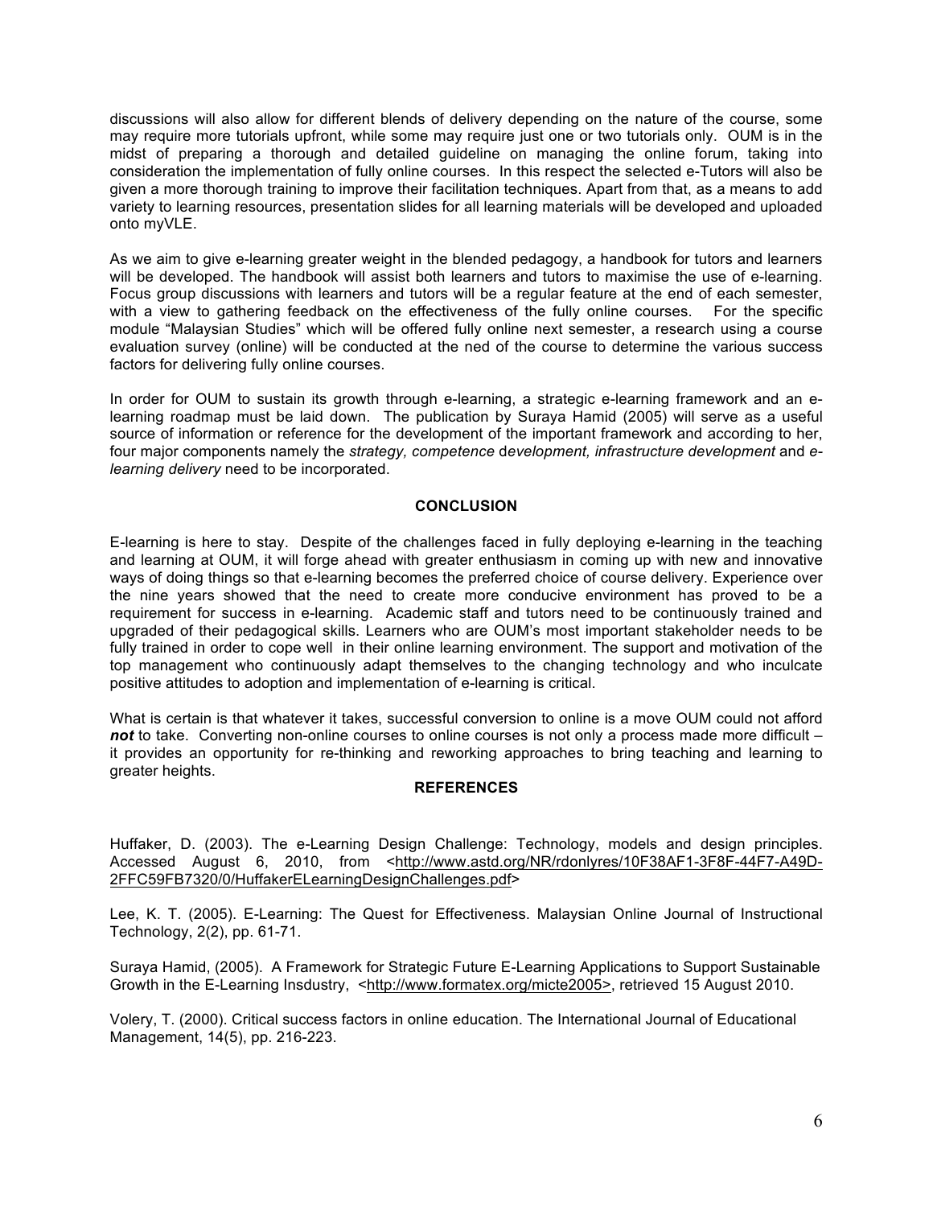discussions will also allow for different blends of delivery depending on the nature of the course, some may require more tutorials upfront, while some may require just one or two tutorials only. OUM is in the midst of preparing a thorough and detailed guideline on managing the online forum, taking into consideration the implementation of fully online courses. In this respect the selected e-Tutors will also be given a more thorough training to improve their facilitation techniques. Apart from that, as a means to add variety to learning resources, presentation slides for all learning materials will be developed and uploaded onto myVLE.

As we aim to give e-learning greater weight in the blended pedagogy, a handbook for tutors and learners will be developed. The handbook will assist both learners and tutors to maximise the use of e-learning. Focus group discussions with learners and tutors will be a regular feature at the end of each semester, with a view to gathering feedback on the effectiveness of the fully online courses. For the specific module "Malaysian Studies" which will be offered fully online next semester, a research using a course evaluation survey (online) will be conducted at the ned of the course to determine the various success factors for delivering fully online courses.

In order for OUM to sustain its growth through e-learning, a strategic e-learning framework and an e-learning roadmap must be laid down. The publication by Suraya Hamid (2005) will serve as a useful source of information or reference for the development of the important framework and according to her, four major components namely the *strategy, competence* d*evelopment, infrastructure development* and *e-learning delivery* need to be incorporated.

## CONCLUSION

E-learning is here to stay. Despite of the challenges faced in fully deploying e-learning in the teaching and learning at OUM, it will forge ahead with greater enthusiasm in coming up with new and innovative ways of doing things so that e-learning becomes the preferred choice of course delivery. Experience over the nine years showed that the need to create more conducive environment has proved to be a requirement for success in e-learning. Academic staff and tutors need to be continuously trained and upgraded of their pedagogical skills. Learners who are OUM's most important stakeholder needs to be fully trained in order to cope well in their online learning environment. The support and motivation of the top management who continuously adapt themselves to the changing technology and who inculcate positive attitudes to adoption and implementation of e-learning is critical.

What is certain is that whatever it takes, successful conversion to online is a move OUM could not afford ***not*** to take. Converting non-online courses to online courses is not only a process made more difficult – it provides an opportunity for re-thinking and reworking approaches to bring teaching and learning to greater heights.

## REFERENCES

Huffaker, D. (2003). The e-Learning Design Challenge: Technology, models and design principles. Accessed August 6, 2010, from <http://www.astd.org/NR/rdonlyres/10F38AF1-3F8F-44F7-A49D-2FFC59FB7320/0/HuffakerELearningDesignChallenges.pdf>

Lee, K. T. (2005). E-Learning: The Quest for Effectiveness. Malaysian Online Journal of Instructional Technology, 2(2), pp. 61-71.

Suraya Hamid, (2005). A Framework for Strategic Future E-Learning Applications to Support Sustainable Growth in the E-Learning Insdustry, <http://www.formatex.org/micte2005>, retrieved 15 August 2010.

Volery, T. (2000). Critical success factors in online education. The International Journal of Educational Management, 14(5), pp. 216-223.